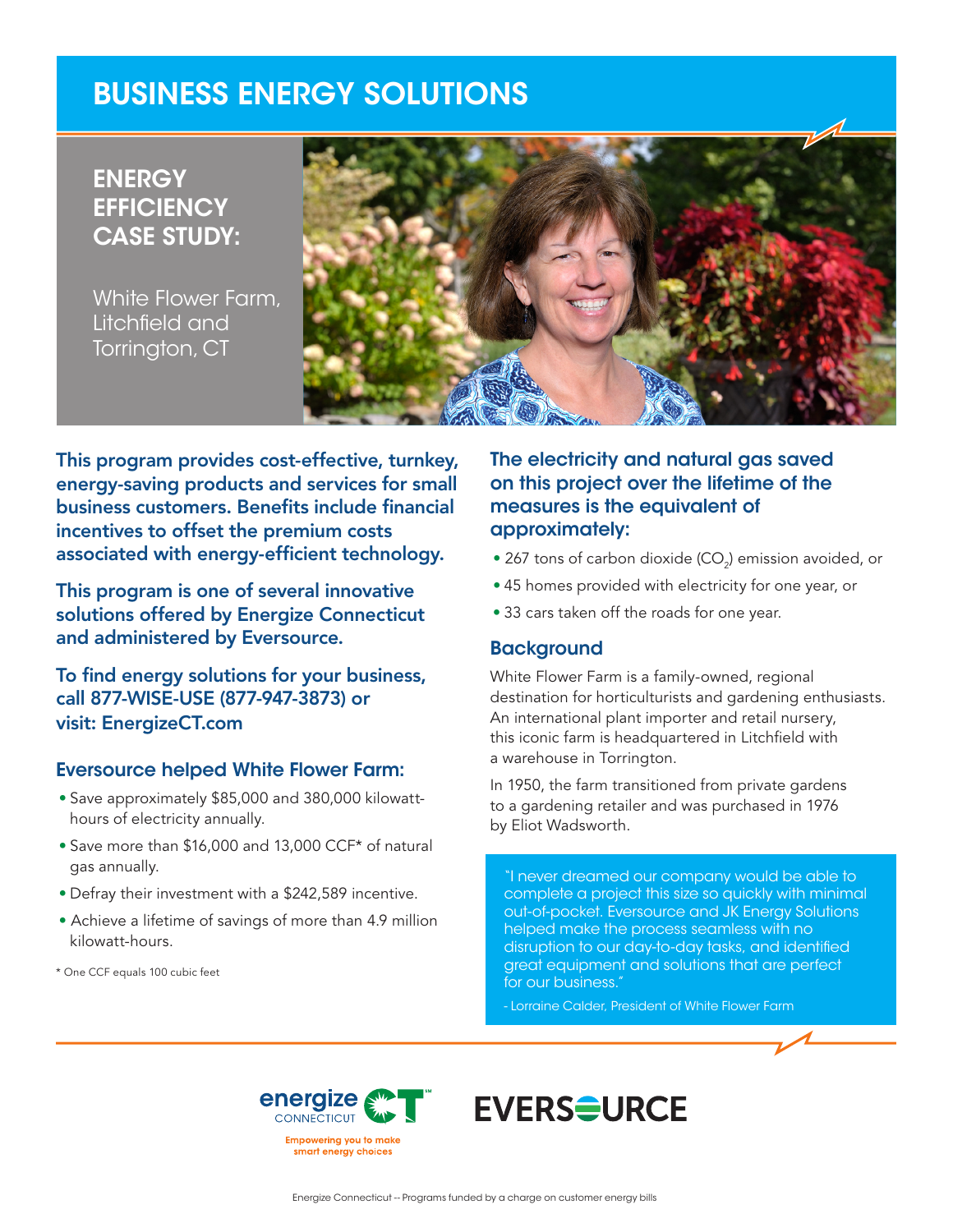# BUSINESS ENERGY SOLUTIONS

## ENERGY EFFICIENCY CASE STUDY:

White Flower Farm, Litchfield and Torrington, CT

**This program provides cost-effective, turnkey, energy-saving products and services for small business customers. Benefits include financial incentives to offset the premium costs associated with energy-efficient technology.**

**This program is one of several innovative solutions offered by Energize Connecticut and administered by Eversource.**

**To find energy solutions for your business, call 877-WISE-USE (877-947-3873) or visit: EnergizeCT.com**

### Eversource helped White Flower Farm:

- Save approximately $85,000 and 380,000 kilowatt-hours of electricity annually.
- Save more than $16,000 and 13,000 CCF* of natural gas annually.
- Defray their investment with a $242,589 incentive.
- Achieve a lifetime of savings of more than 4.9 million kilowatt-hours.

\* One CCF equals 100 cubic feet

### The electricity and natural gas saved on this project over the lifetime of the measures is the equivalent of approximately:

- 267 tons of carbon dioxide ($CO_2$) emission avoided, or
- 45 homes provided with electricity for one year, or
- 33 cars taken off the roads for one year.

### Background

White Flower Farm is a family-owned, regional destination for horticulturists and gardening enthusiasts. An international plant importer and retail nursery, this iconic farm is headquartered in Litchfield with a warehouse in Torrington.

In 1950, the farm transitioned from private gardens to a gardening retailer and was purchased in 1976 by Eliot Wadsworth.

> "I never dreamed our company would be able to complete a project this size so quickly with minimal out-of-pocket. Eversource and JK Energy Solutions helped make the process seamless with no disruption to our day-to-day tasks, and identified great equipment and solutions that are perfect for our business."
>
> - Lorraine Calder, President of White Flower Farm

energize CONNECTICUT — Empowering you to make smart energy choices

EVERSOURCE

Energize Connecticut -- Programs funded by a charge on customer energy bills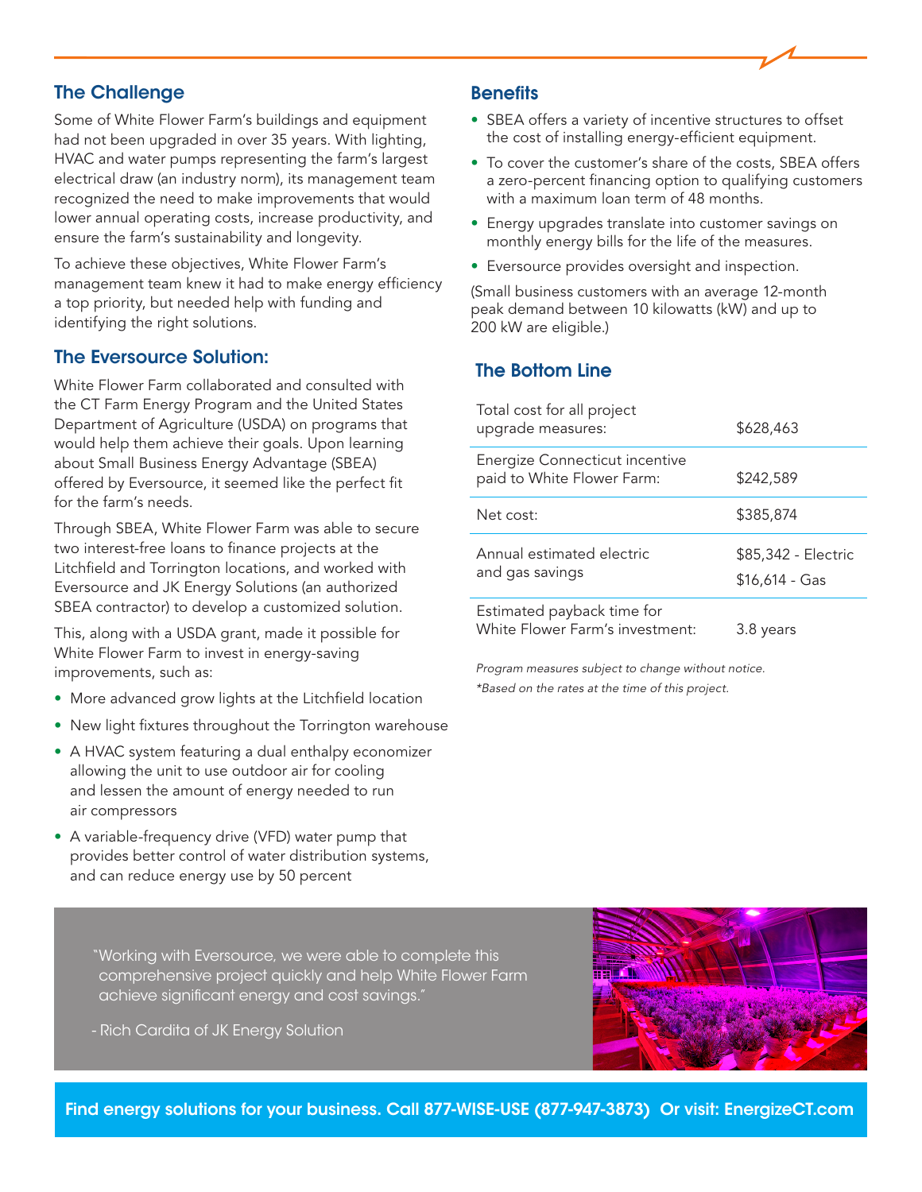## The Challenge

Some of White Flower Farm's buildings and equipment had not been upgraded in over 35 years. With lighting, HVAC and water pumps representing the farm's largest electrical draw (an industry norm), its management team recognized the need to make improvements that would lower annual operating costs, increase productivity, and ensure the farm's sustainability and longevity.

To achieve these objectives, White Flower Farm's management team knew it had to make energy efficiency a top priority, but needed help with funding and identifying the right solutions.

## The Eversource Solution:

White Flower Farm collaborated and consulted with the CT Farm Energy Program and the United States Department of Agriculture (USDA) on programs that would help them achieve their goals. Upon learning about Small Business Energy Advantage (SBEA) offered by Eversource, it seemed like the perfect fit for the farm's needs.

Through SBEA, White Flower Farm was able to secure two interest-free loans to finance projects at the Litchfield and Torrington locations, and worked with Eversource and JK Energy Solutions (an authorized SBEA contractor) to develop a customized solution.

This, along with a USDA grant, made it possible for White Flower Farm to invest in energy-saving improvements, such as:

- More advanced grow lights at the Litchfield location
- New light fixtures throughout the Torrington warehouse
- A HVAC system featuring a dual enthalpy economizer allowing the unit to use outdoor air for cooling and lessen the amount of energy needed to run air compressors
- A variable-frequency drive (VFD) water pump that provides better control of water distribution systems, and can reduce energy use by 50 percent

## Benefits

- SBEA offers a variety of incentive structures to offset the cost of installing energy-efficient equipment.
- To cover the customer's share of the costs, SBEA offers a zero-percent financing option to qualifying customers with a maximum loan term of 48 months.
- Energy upgrades translate into customer savings on monthly energy bills for the life of the measures.
- Eversource provides oversight and inspection.

(Small business customers with an average 12-month peak demand between 10 kilowatts (kW) and up to 200 kW are eligible.)

## The Bottom Line

| | |
|---|---|
| Total cost for all project upgrade measures: | $628,463 |
| Energize Connecticut incentive paid to White Flower Farm: | $242,589 |
| Net cost: | $385,874 |
| Annual estimated electric and gas savings | $85,342 - Electric<br>$16,614 - Gas |
| Estimated payback time for White Flower Farm's investment: | 3.8 years |

*Program measures subject to change without notice.*
*\*Based on the rates at the time of this project.*

"Working with Eversource, we were able to complete this comprehensive project quickly and help White Flower Farm achieve significant energy and cost savings."

\- Rich Cardita of JK Energy Solution

**Find energy solutions for your business. Call 877-WISE-USE (877-947-3873) Or visit: EnergizeCT.com**